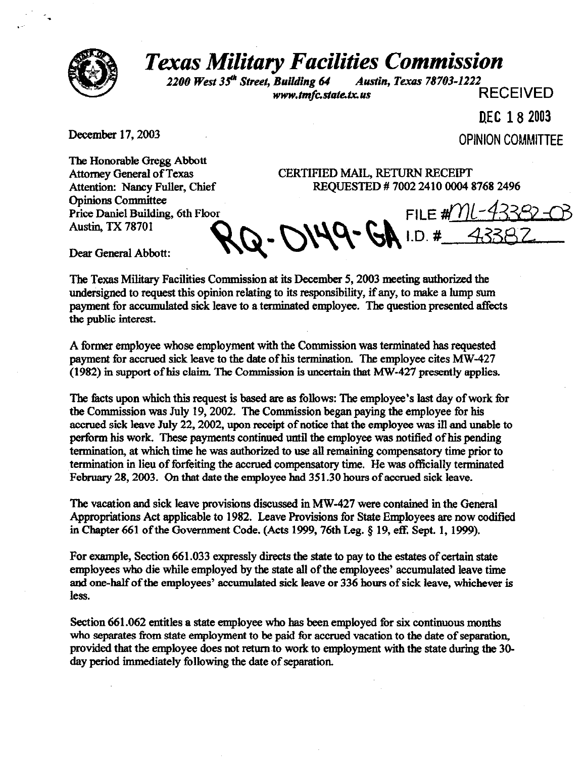# *Texas Military Facilities Commission*

*2200 West 35th Street, Building 64 Austin, Texas 78703-1222*
*www.tmfc.state.tx.us*

RECEIVED

DEC 18 2003

OPINION COMMITTEE

December 17, 2003

The Honorable Gregg Abbott
Attorney General of Texas
Attention: Nancy Fuller, Chief
Opinions Committee
Price Daniel Building, 6th Floor
Austin, TX 78701

CERTIFIED MAIL, RETURN RECEIPT
REQUESTED # 7002 2410 0004 8768 2496

FILE #ML-43382-03
I.D. # 43382

RQ-0149-GA

Dear General Abbott:

The Texas Military Facilities Commission at its December 5, 2003 meeting authorized the undersigned to request this opinion relating to its responsibility, if any, to make a lump sum payment for accumulated sick leave to a terminated employee. The question presented affects the public interest.

A former employee whose employment with the Commission was terminated has requested payment for accrued sick leave to the date of his termination. The employee cites MW-427 (1982) in support of his claim. The Commission is uncertain that MW-427 presently applies.

The facts upon which this request is based are as follows: The employee's last day of work for the Commission was July 19, 2002. The Commission began paying the employee for his accrued sick leave July 22, 2002, upon receipt of notice that the employee was ill and unable to perform his work. These payments continued until the employee was notified of his pending termination, at which time he was authorized to use all remaining compensatory time prior to termination in lieu of forfeiting the accrued compensatory time. He was officially terminated February 28, 2003. On that date the employee had 351.30 hours of accrued sick leave.

The vacation and sick leave provisions discussed in MW-427 were contained in the General Appropriations Act applicable to 1982. Leave Provisions for State Employees are now codified in Chapter 661 of the Government Code. (Acts 1999, 76th Leg. § 19, eff. Sept. 1, 1999).

For example, Section 661.033 expressly directs the state to pay to the estates of certain state employees who die while employed by the state all of the employees' accumulated leave time and one-half of the employees' accumulated sick leave or 336 hours of sick leave, whichever is less.

Section 661.062 entitles a state employee who has been employed for six continuous months who separates from state employment to be paid for accrued vacation to the date of separation, provided that the employee does not return to work to employment with the state during the 30-day period immediately following the date of separation.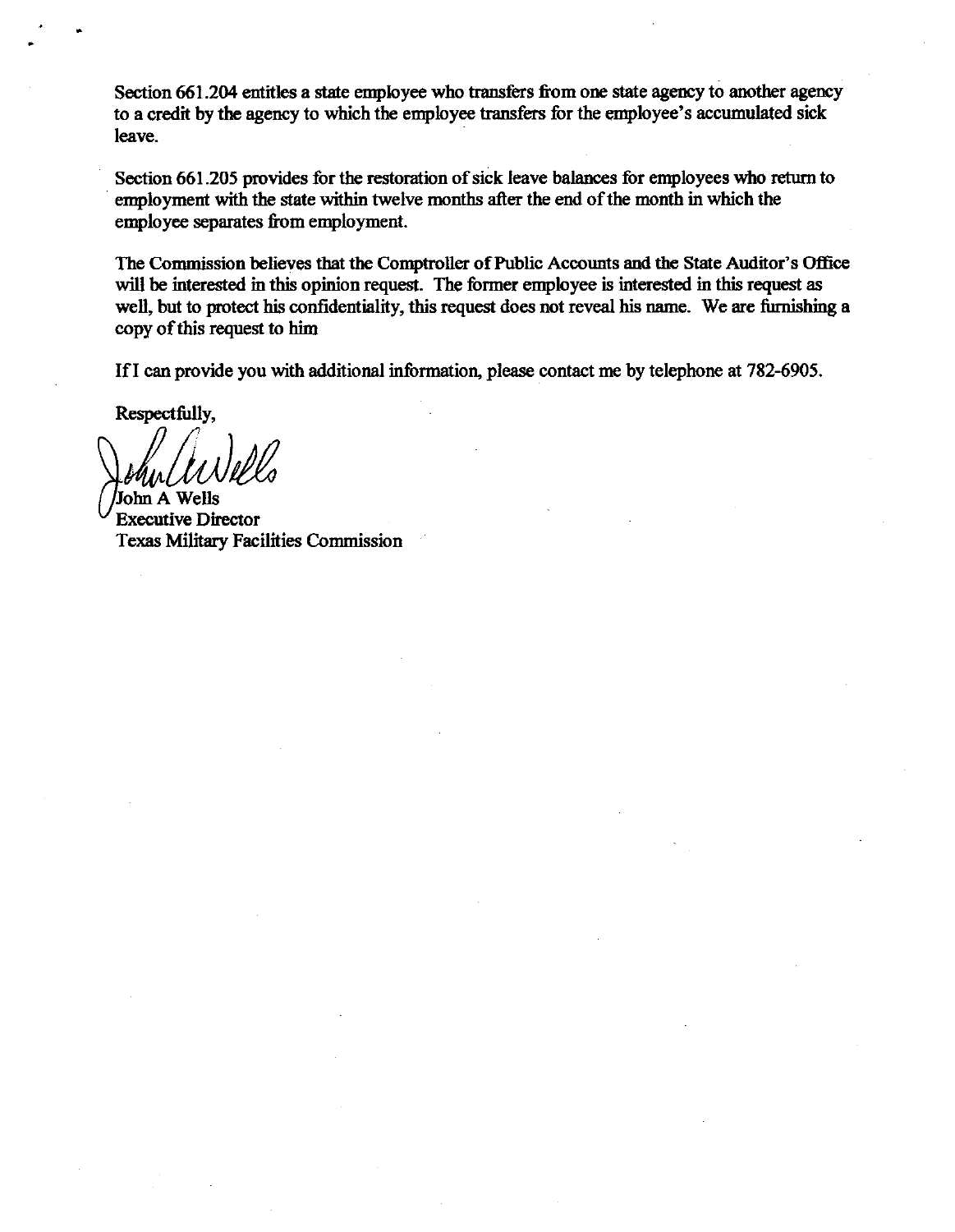Section 661.204 entitles a state employee who transfers from one state agency to another agency to a credit by the agency to which the employee transfers for the employee's accumulated sick leave.

Section 661.205 provides for the restoration of sick leave balances for employees who return to employment with the state within twelve months after the end of the month in which the employee separates from employment.

The Commission believes that the Comptroller of Public Accounts and the State Auditor's Office will be interested in this opinion request. The former employee is interested in this request as well, but to protect his confidentiality, this request does not reveal his name. We are furnishing a copy of this request to him

If I can provide you with additional information, please contact me by telephone at 782-6905.

Respectfully,

John A Wells
Executive Director
Texas Military Facilities Commission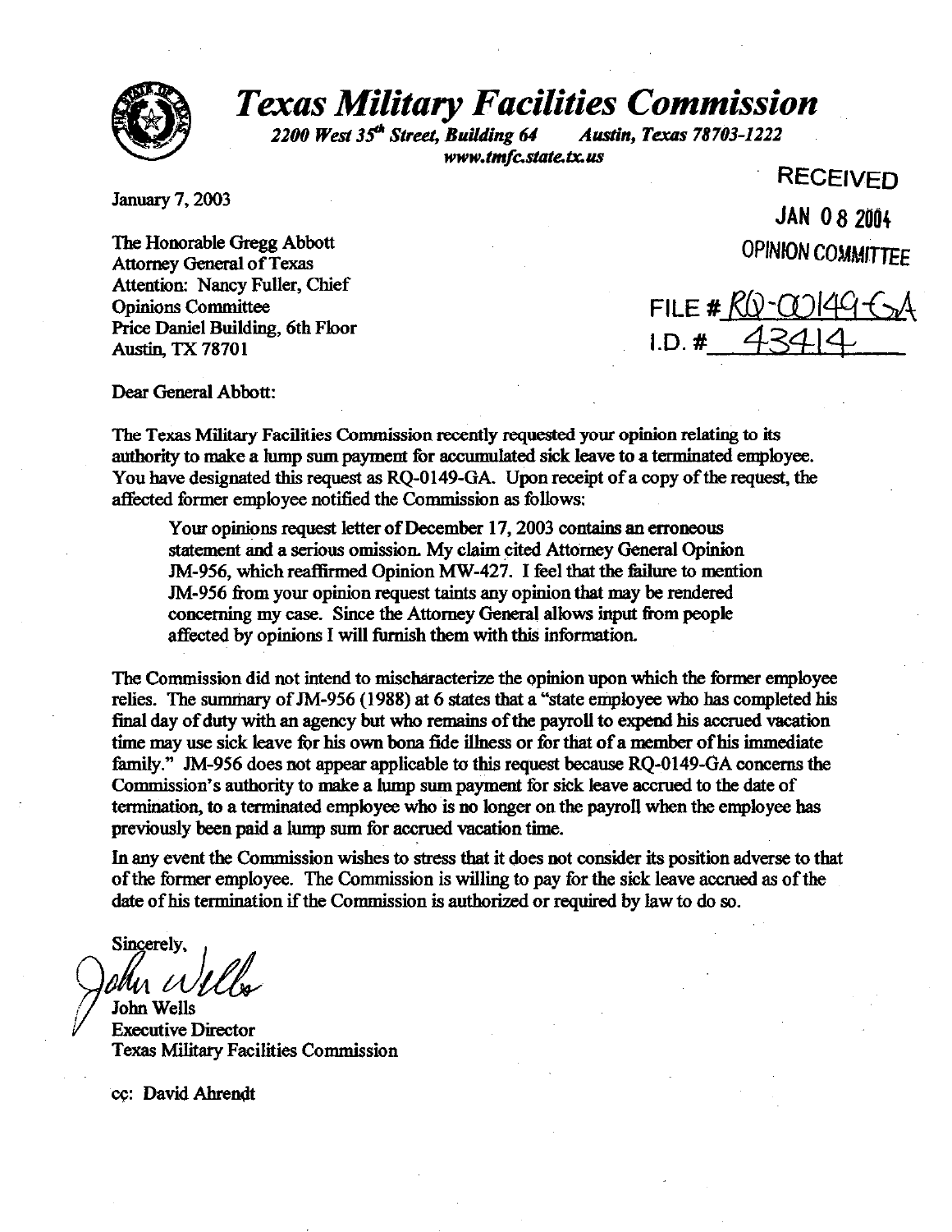# Texas Military Facilities Commission

*2200 West 35th Street, Building 64 Austin, Texas 78703-1222*
*www.tmfc.state.tx.us*

RECEIVED
JAN 08 2004
OPINION COMMITTEE

FILE # RQ-00149-GA
I.D. # 43414

January 7, 2003

The Honorable Gregg Abbott
Attorney General of Texas
Attention: Nancy Fuller, Chief
Opinions Committee
Price Daniel Building, 6th Floor
Austin, TX 78701

Dear General Abbott:

The Texas Military Facilities Commission recently requested your opinion relating to its authority to make a lump sum payment for accumulated sick leave to a terminated employee. You have designated this request as RQ-0149-GA. Upon receipt of a copy of the request, the affected former employee notified the Commission as follows:

> Your opinions request letter of December 17, 2003 contains an erroneous statement and a serious omission. My claim cited Attorney General Opinion JM-956, which reaffirmed Opinion MW-427. I feel that the failure to mention JM-956 from your opinion request taints any opinion that may be rendered concerning my case. Since the Attorney General allows input from people affected by opinions I will furnish them with this information.

The Commission did not intend to mischaracterize the opinion upon which the former employee relies. The summary of JM-956 (1988) at 6 states that a "state employee who has completed his final day of duty with an agency but who remains of the payroll to expend his accrued vacation time may use sick leave for his own bona fide illness or for that of a member of his immediate family." JM-956 does not appear applicable to this request because RQ-0149-GA concerns the Commission's authority to make a lump sum payment for sick leave accrued to the date of termination, to a terminated employee who is no longer on the payroll when the employee has previously been paid a lump sum for accrued vacation time.

In any event the Commission wishes to stress that it does not consider its position adverse to that of the former employee. The Commission is willing to pay for the sick leave accrued as of the date of his termination if the Commission is authorized or required by law to do so.

Sincerely,

John Wells
Executive Director
Texas Military Facilities Commission

cc: David Ahrendt